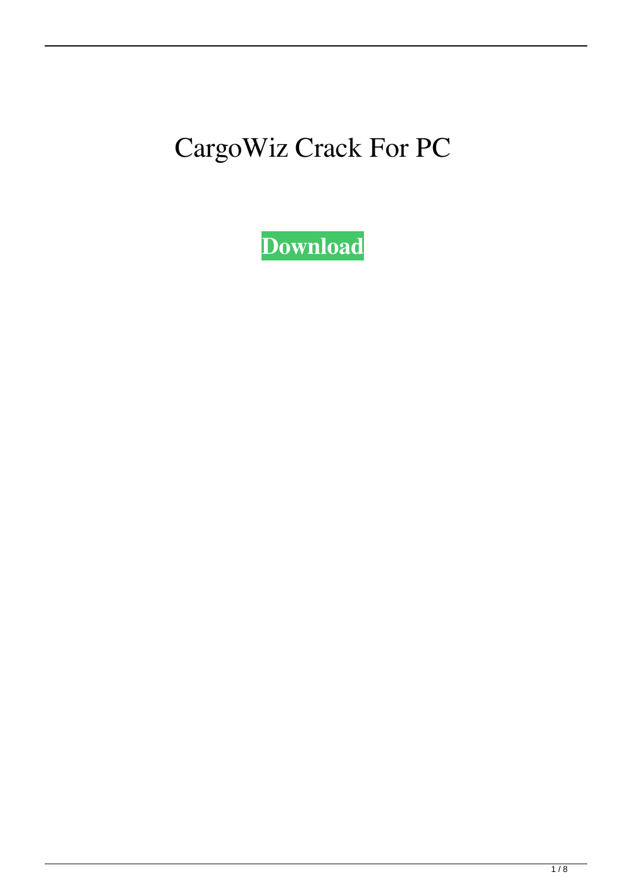# CargoWiz Crack For PC

**Download**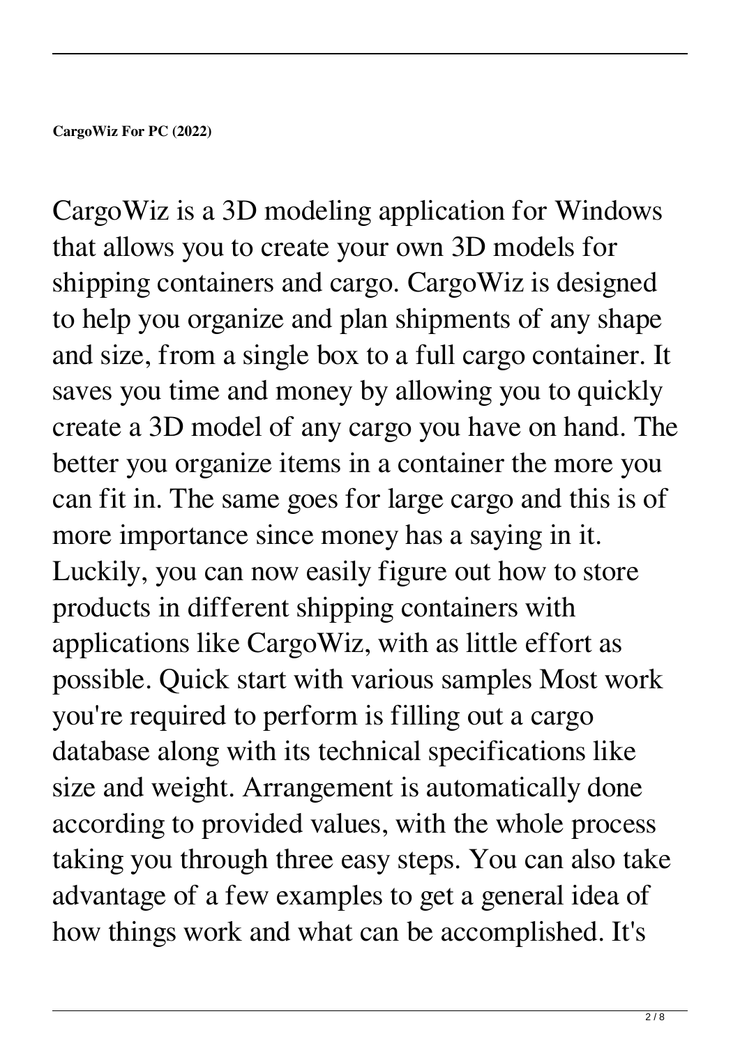**CargoWiz For PC (2022)**

CargoWiz is a 3D modeling application for Windows that allows you to create your own 3D models for shipping containers and cargo. CargoWiz is designed to help you organize and plan shipments of any shape and size, from a single box to a full cargo container. It saves you time and money by allowing you to quickly create a 3D model of any cargo you have on hand. The better you organize items in a container the more you can fit in. The same goes for large cargo and this is of more importance since money has a saying in it. Luckily, you can now easily figure out how to store products in different shipping containers with applications like CargoWiz, with as little effort as possible. Quick start with various samples Most work you're required to perform is filling out a cargo database along with its technical specifications like size and weight. Arrangement is automatically done according to provided values, with the whole process taking you through three easy steps. You can also take advantage of a few examples to get a general idea of how things work and what can be accomplished. It's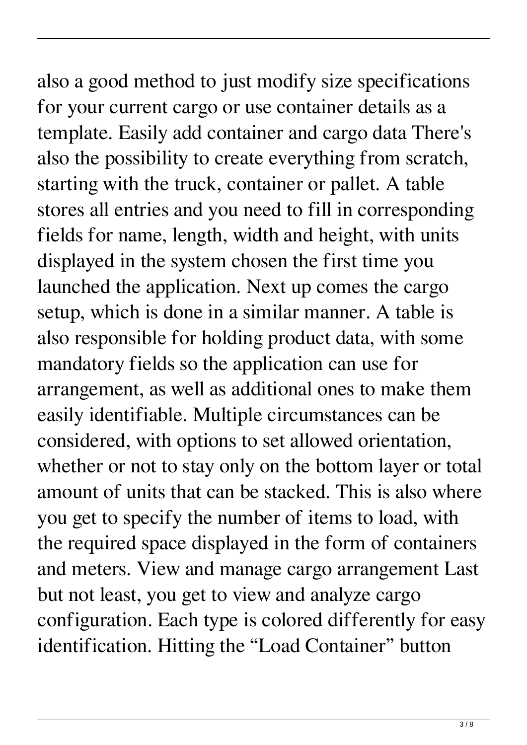also a good method to just modify size specifications for your current cargo or use container details as a template. Easily add container and cargo data There's also the possibility to create everything from scratch, starting with the truck, container or pallet. A table stores all entries and you need to fill in corresponding fields for name, length, width and height, with units displayed in the system chosen the first time you launched the application. Next up comes the cargo setup, which is done in a similar manner. A table is also responsible for holding product data, with some mandatory fields so the application can use for arrangement, as well as additional ones to make them easily identifiable. Multiple circumstances can be considered, with options to set allowed orientation, whether or not to stay only on the bottom layer or total amount of units that can be stacked. This is also where you get to specify the number of items to load, with the required space displayed in the form of containers and meters. View and manage cargo arrangement Last but not least, you get to view and analyze cargo configuration. Each type is colored differently for easy identification. Hitting the "Load Container" button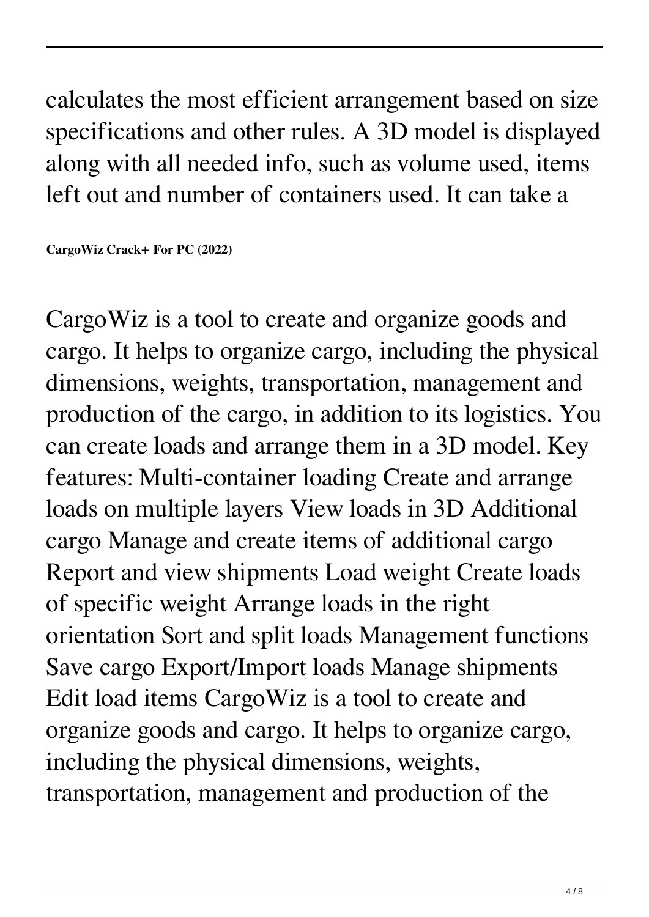calculates the most efficient arrangement based on size specifications and other rules. A 3D model is displayed along with all needed info, such as volume used, items left out and number of containers used. It can take a

**CargoWiz Crack+ For PC (2022)**

CargoWiz is a tool to create and organize goods and cargo. It helps to organize cargo, including the physical dimensions, weights, transportation, management and production of the cargo, in addition to its logistics. You can create loads and arrange them in a 3D model. Key features: Multi-container loading Create and arrange loads on multiple layers View loads in 3D Additional cargo Manage and create items of additional cargo Report and view shipments Load weight Create loads of specific weight Arrange loads in the right orientation Sort and split loads Management functions Save cargo Export/Import loads Manage shipments Edit load items CargoWiz is a tool to create and organize goods and cargo. It helps to organize cargo, including the physical dimensions, weights, transportation, management and production of the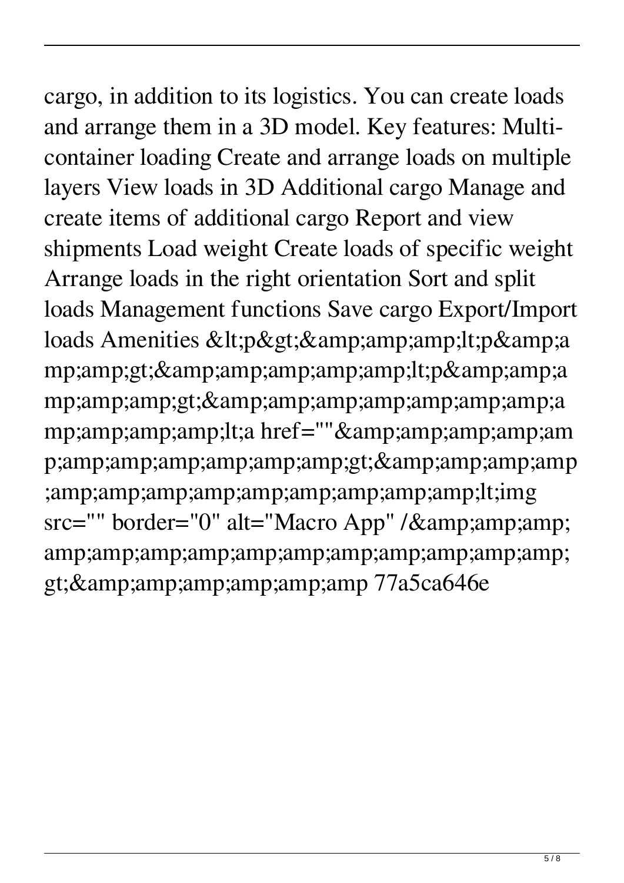cargo, in addition to its logistics. You can create loads and arrange them in a 3D model. Key features: Multi-container loading Create and arrange loads on multiple layers View loads in 3D Additional cargo Manage and create items of additional cargo Report and view shipments Load weight Create loads of specific weight Arrange loads in the right orientation Sort and split loads Management functions Save cargo Export/Import loads Amenities &lt;p&gt;&amp;amp;amp;lt;p&amp;amp;amp;gt;&amp;amp;amp;amp;amp;lt;p&amp;amp;amp;amp;gt;&amp;amp;amp;amp;amp;amp;amp;amp;amp;amp;amp;lt;a href=""&amp;amp;amp;amp;amp;amp;amp;amp;amp;amp;amp;gt;&amp;amp;amp;amp;amp;amp;amp;amp;amp;amp;amp;amp;amp;lt;img src="" border="0" alt="Macro App" /&amp;amp;amp;amp;amp;amp;amp;amp;amp;amp;amp;amp;amp;amp;gt;&amp;amp;amp;amp;amp;amp 77a5ca646e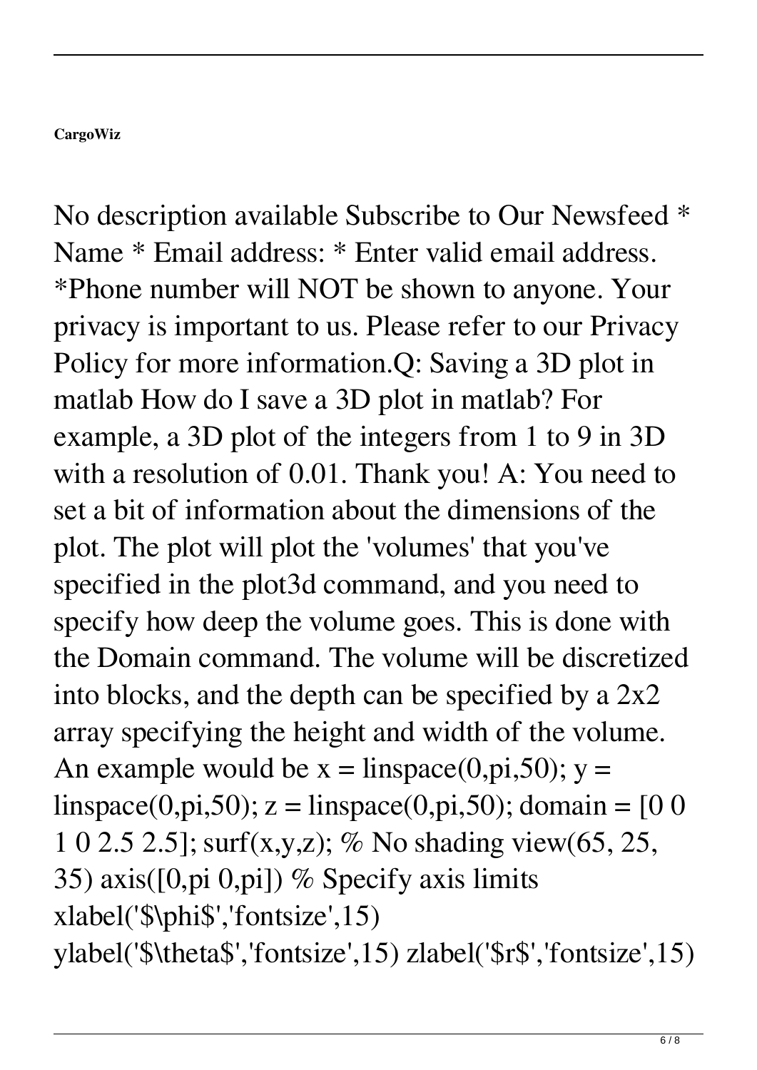**CargoWiz**

No description available Subscribe to Our Newsfeed * Name * Email address: * Enter valid email address. *Phone number will NOT be shown to anyone. Your privacy is important to us. Please refer to our Privacy Policy for more information.Q: Saving a 3D plot in matlab How do I save a 3D plot in matlab? For example, a 3D plot of the integers from 1 to 9 in 3D with a resolution of 0.01. Thank you! A: You need to set a bit of information about the dimensions of the plot. The plot will plot the 'volumes' that you've specified in the plot3d command, and you need to specify how deep the volume goes. This is done with the Domain command. The volume will be discretized into blocks, and the depth can be specified by a 2x2 array specifying the height and width of the volume. An example would be x = linspace(0,pi,50); y = linspace(0,pi,50); z = linspace(0,pi,50); domain = [0 0 1 0 2.5 2.5]; surf(x,y,z); % No shading view(65, 25, 35) axis([0,pi 0,pi]) % Specify axis limits xlabel('$\phi$','fontsize',15) ylabel('$\theta$','fontsize',15) zlabel('$r$','fontsize',15)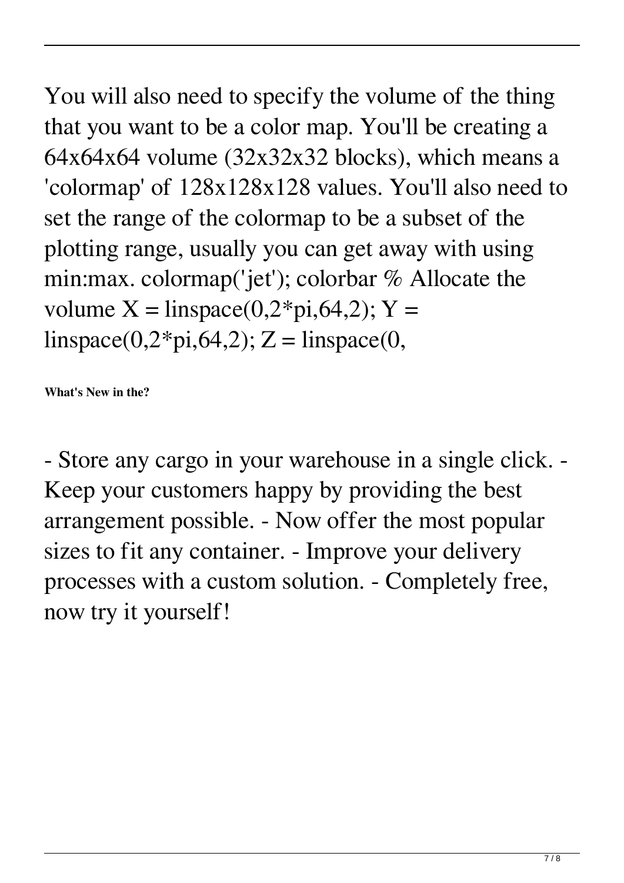You will also need to specify the volume of the thing that you want to be a color map. You'll be creating a 64x64x64 volume (32x32x32 blocks), which means a 'colormap' of 128x128x128 values. You'll also need to set the range of the colormap to be a subset of the plotting range, usually you can get away with using min:max. colormap('jet'); colorbar % Allocate the volume X = linspace(0,2*pi,64,2); Y = linspace(0,2*pi,64,2); Z = linspace(0,

**What's New in the?**

- Store any cargo in your warehouse in a single click. - Keep your customers happy by providing the best arrangement possible. - Now offer the most popular sizes to fit any container. - Improve your delivery processes with a custom solution. - Completely free, now try it yourself!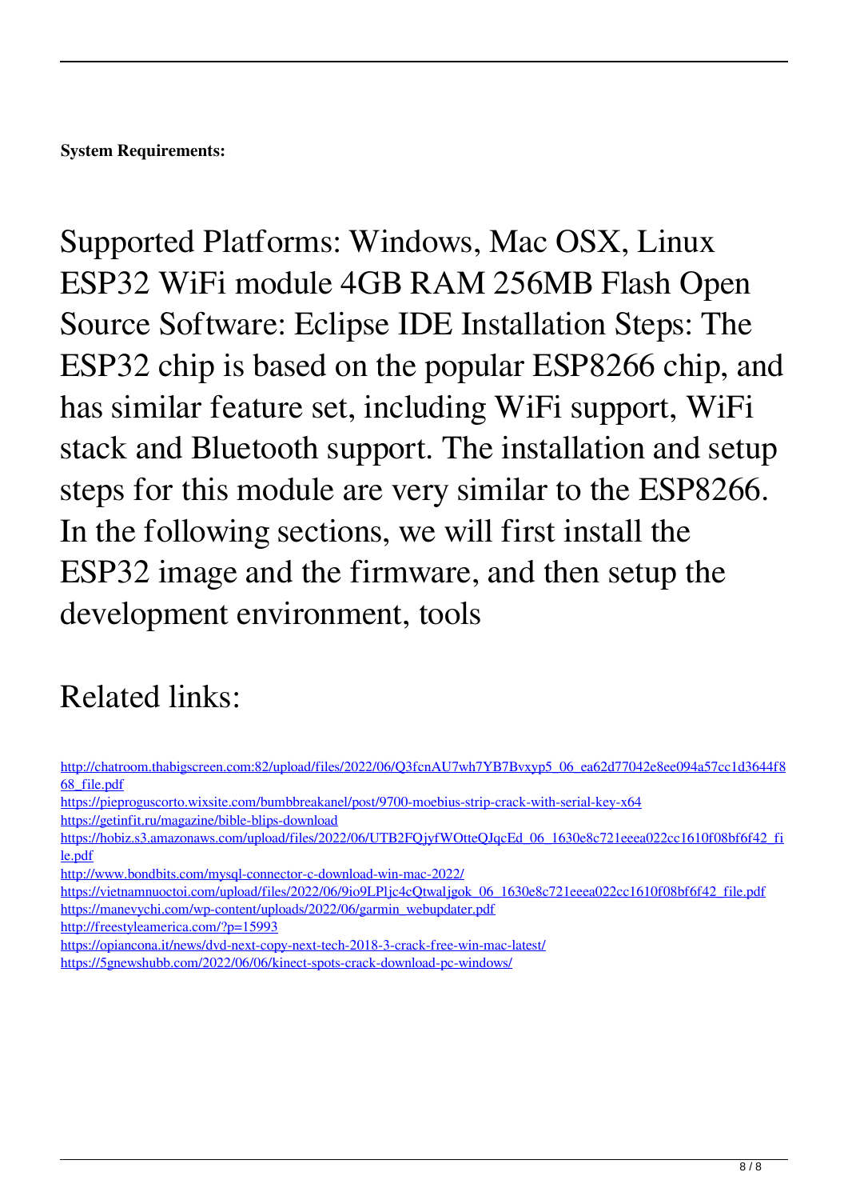**System Requirements:**

Supported Platforms: Windows, Mac OSX, Linux ESP32 WiFi module 4GB RAM 256MB Flash Open Source Software: Eclipse IDE Installation Steps: The ESP32 chip is based on the popular ESP8266 chip, and has similar feature set, including WiFi support, WiFi stack and Bluetooth support. The installation and setup steps for this module are very similar to the ESP8266. In the following sections, we will first install the ESP32 image and the firmware, and then setup the development environment, tools

Related links:

http://chatroom.thabigscreen.com:82/upload/files/2022/06/Q3fcnAU7wh7YB7Bvxyp5_06_ea62d77042e8ee094a57cc1d3644f868_file.pdf
https://pieproguscorto.wixsite.com/bumbbreakanel/post/9700-moebius-strip-crack-with-serial-key-x64
https://getinfit.ru/magazine/bible-blips-download
https://hobiz.s3.amazonaws.com/upload/files/2022/06/UTB2FQjyfWOtteQJqcEd_06_1630e8c721eeea022cc1610f08bf6f42_file.pdf
http://www.bondbits.com/mysql-connector-c-download-win-mac-2022/
https://vietnamnuoctoi.com/upload/files/2022/06/9io9LPljc4cQtwaljgok_06_1630e8c721eeea022cc1610f08bf6f42_file.pdf
https://manevychi.com/wp-content/uploads/2022/06/garmin_webupdater.pdf
http://freestyleamerica.com/?p=15993
https://opiancona.it/news/dvd-next-copy-next-tech-2018-3-crack-free-win-mac-latest/
https://5gnewshubb.com/2022/06/06/kinect-spots-crack-download-pc-windows/